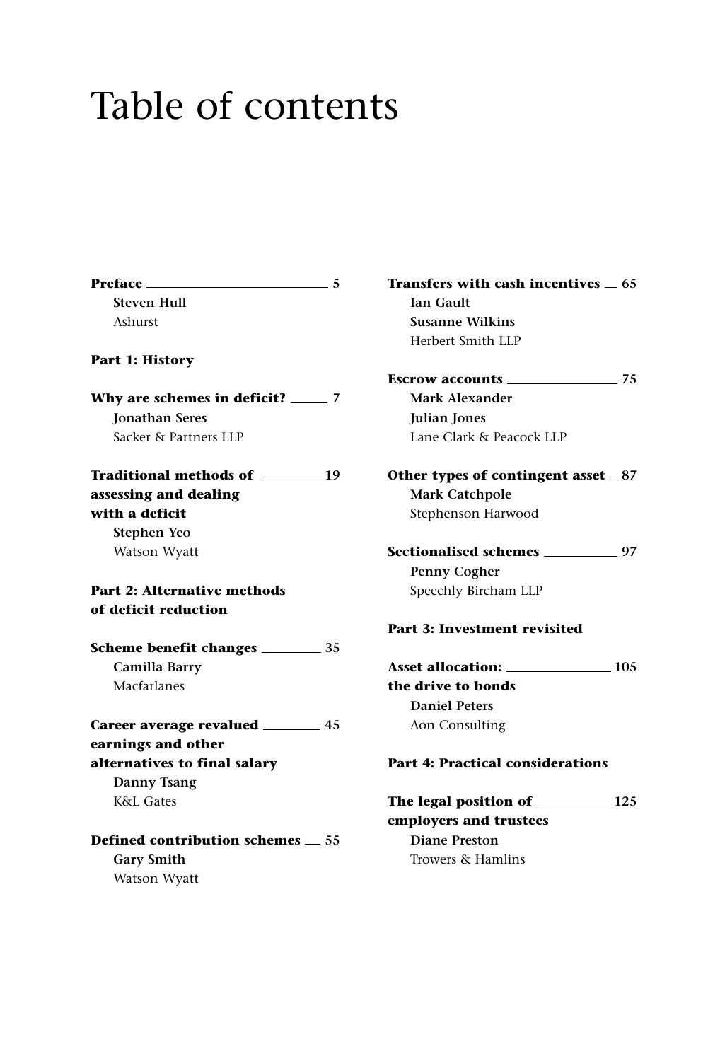# Table of contents

**Preface** — **5**
**Steven Hull**
Ashurst

**Part 1: History**

**Why are schemes in deficit?** — **7**
**Jonathan Seres**
Sacker & Partners LLP

**Traditional methods of assessing and dealing with a deficit** — **19**
**Stephen Yeo**
Watson Wyatt

**Part 2: Alternative methods of deficit reduction**

**Scheme benefit changes** — **35**
**Camilla Barry**
Macfarlanes

**Career average revalued earnings and other alternatives to final salary** — **45**
**Danny Tsang**
K&L Gates

**Defined contribution schemes** — **55**
**Gary Smith**
Watson Wyatt

**Transfers with cash incentives** — **65**
**Ian Gault**
**Susanne Wilkins**
Herbert Smith LLP

**Escrow accounts** — **75**
**Mark Alexander**
**Julian Jones**
Lane Clark & Peacock LLP

**Other types of contingent asset** — **87**
**Mark Catchpole**
Stephenson Harwood

**Sectionalised schemes** — **97**
**Penny Cogher**
Speechly Bircham LLP

**Part 3: Investment revisited**

**Asset allocation: the drive to bonds** — **105**
**Daniel Peters**
Aon Consulting

**Part 4: Practical considerations**

**The legal position of employers and trustees** — **125**
**Diane Preston**
Trowers & Hamlins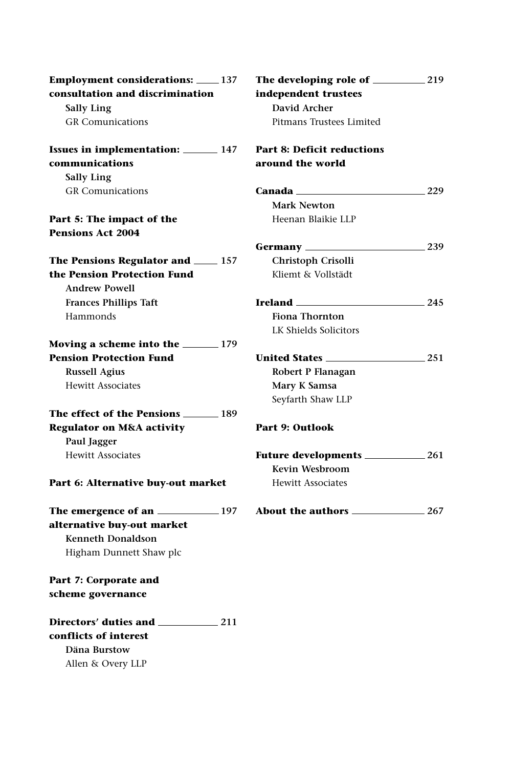**Employment considerations: consultation and discrimination** — 137
Sally Ling
GR Comunications

**Issues in implementation: communications** — 147
Sally Ling
GR Comunications

**Part 5: The impact of the Pensions Act 2004**

**The Pensions Regulator and the Pension Protection Fund** — 157
Andrew Powell
Frances Phillips Taft
Hammonds

**Moving a scheme into the Pension Protection Fund** — 179
Russell Agius
Hewitt Associates

**The effect of the Pensions Regulator on M&A activity** — 189
Paul Jagger
Hewitt Associates

**Part 6: Alternative buy-out market**

**The emergence of an alternative buy-out market** — 197
Kenneth Donaldson
Higham Dunnett Shaw plc

**Part 7: Corporate and scheme governance**

**Directors' duties and conflicts of interest** — 211
Däna Burstow
Allen & Overy LLP

**The developing role of independent trustees** — 219
David Archer
Pitmans Trustees Limited

**Part 8: Deficit reductions around the world**

**Canada** — 229
Mark Newton
Heenan Blaikie LLP

**Germany** — 239
Christoph Crisolli
Kliemt & Vollstädt

**Ireland** — 245
Fiona Thornton
LK Shields Solicitors

**United States** — 251
Robert P Flanagan
Mary K Samsa
Seyfarth Shaw LLP

**Part 9: Outlook**

**Future developments** — 261
Kevin Wesbroom
Hewitt Associates

**About the authors** — 267